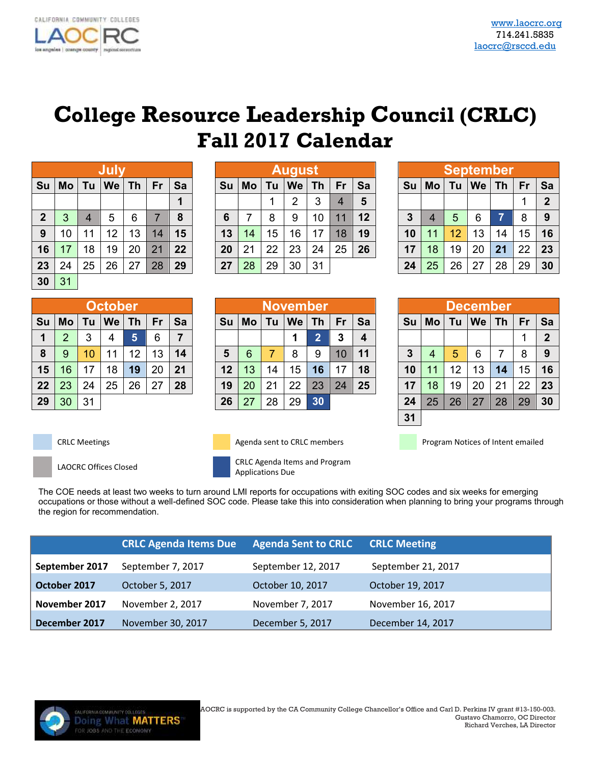CALIFORNIA COMMUNITY COLLEGES
LAOCRC
los angeles | orange county | regional consortium

www.laocrc.org
714.241.5835
laocrc@rsccd.edu

# College Resource Leadership Council (CRLC) Fall 2017 Calendar

**July**

| Su | Mo | Tu | We | Th | Fr | Sa |
|---|---|---|---|---|---|---|
| | | | | | | 1 |
| 2 | 3 | 4 | 5 | 6 | 7 | 8 |
| 9 | 10 | 11 | 12 | 13 | 14 | 15 |
| 16 | 17 | 18 | 19 | 20 | 21 | 22 |
| 23 | 24 | 25 | 26 | 27 | 28 | 29 |
| 30 | 31 | | | | | |

**August**

| Su | Mo | Tu | We | Th | Fr | Sa |
|---|---|---|---|---|---|---|
| | | 1 | 2 | 3 | 4 | 5 |
| 6 | 7 | 8 | 9 | 10 | 11 | 12 |
| 13 | 14 | 15 | 16 | 17 | 18 | 19 |
| 20 | 21 | 22 | 23 | 24 | 25 | 26 |
| 27 | 28 | 29 | 30 | 31 | | |

**September**

| Su | Mo | Tu | We | Th | Fr | Sa |
|---|---|---|---|---|---|---|
| | | | | | 1 | 2 |
| 3 | 4 | 5 | 6 | 7 | 8 | 9 |
| 10 | 11 | 12 | 13 | 14 | 15 | 16 |
| 17 | 18 | 19 | 20 | 21 | 22 | 23 |
| 24 | 25 | 26 | 27 | 28 | 29 | 30 |

**October**

| Su | Mo | Tu | We | Th | Fr | Sa |
|---|---|---|---|---|---|---|
| 1 | 2 | 3 | 4 | 5 | 6 | 7 |
| 8 | 9 | 10 | 11 | 12 | 13 | 14 |
| 15 | 16 | 17 | 18 | 19 | 20 | 21 |
| 22 | 23 | 24 | 25 | 26 | 27 | 28 |
| 29 | 30 | 31 | | | | |

**November**

| Su | Mo | Tu | We | Th | Fr | Sa |
|---|---|---|---|---|---|---|
| | | | 1 | 2 | 3 | 4 |
| 5 | 6 | 7 | 8 | 9 | 10 | 11 |
| 12 | 13 | 14 | 15 | 16 | 17 | 18 |
| 19 | 20 | 21 | 22 | 23 | 24 | 25 |
| 26 | 27 | 28 | 29 | 30 | | |

**December**

| Su | Mo | Tu | We | Th | Fr | Sa |
|---|---|---|---|---|---|---|
| | | | | | 1 | 2 |
| 3 | 4 | 5 | 6 | 7 | 8 | 9 |
| 10 | 11 | 12 | 13 | 14 | 15 | 16 |
| 17 | 18 | 19 | 20 | 21 | 22 | 23 |
| 24 | 25 | 26 | 27 | 28 | 29 | 30 |
| 31 | | | | | | |

- CRLC Meetings
- LAOCRC Offices Closed
- Agenda sent to CRLC members
- CRLC Agenda Items and Program Applications Due
- Program Notices of Intent emailed

The COE needs at least two weeks to turn around LMI reports for occupations with exiting SOC codes and six weeks for emerging occupations or those without a well-defined SOC code. Please take this into consideration when planning to bring your programs through the region for recommendation.

| | CRLC Agenda Items Due | Agenda Sent to CRLC | CRLC Meeting |
|---|---|---|---|
| **September 2017** | September 7, 2017 | September 12, 2017 | September 21, 2017 |
| **October 2017** | October 5, 2017 | October 10, 2017 | October 19, 2017 |
| **November 2017** | November 2, 2017 | November 7, 2017 | November 16, 2017 |
| **December 2017** | November 30, 2017 | December 5, 2017 | December 14, 2017 |

CALIFORNIA COMMUNITY COLLEGES
Doing What MATTERS
FOR JOBS AND THE ECONOMY

LAOCRC is supported by the CA Community College Chancellor's Office and Carl D. Perkins IV grant #13-150-003.
Gustavo Chamorro, OC Director
Richard Verches, LA Director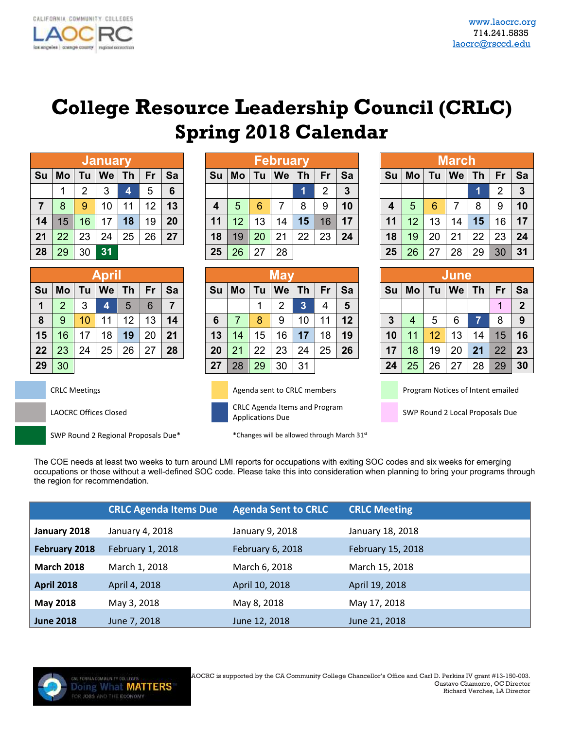CALIFORNIA COMMUNITY COLLEGES
LAOCRC
los angeles | orange county | regional consortium

www.laocrc.org
714.241.5835
laocrc@rsccd.edu

# College Resource Leadership Council (CRLC) Spring 2018 Calendar

**January**

| Su | Mo | Tu | We | Th | Fr | Sa |
|---|---|---|---|---|---|---|
| | 1 | 2 | 3 | 4 | 5 | 6 |
| 7 | 8 | 9 | 10 | 11 | 12 | 13 |
| 14 | 15 | 16 | 17 | 18 | 19 | 20 |
| 21 | 22 | 23 | 24 | 25 | 26 | 27 |
| 28 | 29 | 30 | 31 | | | |

**February**

| Su | Mo | Tu | We | Th | Fr | Sa |
|---|---|---|---|---|---|---|
| | | | | 1 | 2 | 3 |
| 4 | 5 | 6 | 7 | 8 | 9 | 10 |
| 11 | 12 | 13 | 14 | 15 | 16 | 17 |
| 18 | 19 | 20 | 21 | 22 | 23 | 24 |
| 25 | 26 | 27 | 28 | | | |

**March**

| Su | Mo | Tu | We | Th | Fr | Sa |
|---|---|---|---|---|---|---|
| | | | | 1 | 2 | 3 |
| 4 | 5 | 6 | 7 | 8 | 9 | 10 |
| 11 | 12 | 13 | 14 | 15 | 16 | 17 |
| 18 | 19 | 20 | 21 | 22 | 23 | 24 |
| 25 | 26 | 27 | 28 | 29 | 30 | 31 |

**April**

| Su | Mo | Tu | We | Th | Fr | Sa |
|---|---|---|---|---|---|---|
| 1 | 2 | 3 | 4 | 5 | 6 | 7 |
| 8 | 9 | 10 | 11 | 12 | 13 | 14 |
| 15 | 16 | 17 | 18 | 19 | 20 | 21 |
| 22 | 23 | 24 | 25 | 26 | 27 | 28 |
| 29 | 30 | | | | | |

**May**

| Su | Mo | Tu | We | Th | Fr | Sa |
|---|---|---|---|---|---|---|
| | | 1 | 2 | 3 | 4 | 5 |
| 6 | 7 | 8 | 9 | 10 | 11 | 12 |
| 13 | 14 | 15 | 16 | 17 | 18 | 19 |
| 20 | 21 | 22 | 23 | 24 | 25 | 26 |
| 27 | 28 | 29 | 30 | 31 | | |

**June**

| Su | Mo | Tu | We | Th | Fr | Sa |
|---|---|---|---|---|---|---|
| | | | | | 1 | 2 |
| 3 | 4 | 5 | 6 | 7 | 8 | 9 |
| 10 | 11 | 12 | 13 | 14 | 15 | 16 |
| 17 | 18 | 19 | 20 | 21 | 22 | 23 |
| 24 | 25 | 26 | 27 | 28 | 29 | 30 |

Legend:
- CRLC Meetings
- LAOCRC Offices Closed
- SWP Round 2 Regional Proposals Due*
- Agenda sent to CRLC members
- CRLC Agenda Items and Program Applications Due
- Program Notices of Intent emailed
- SWP Round 2 Local Proposals Due

*Changes will be allowed through March 31st

The COE needs at least two weeks to turn around LMI reports for occupations with exiting SOC codes and six weeks for emerging occupations or those without a well-defined SOC code. Please take this into consideration when planning to bring your programs through the region for recommendation.

| | CRLC Agenda Items Due | Agenda Sent to CRLC | CRLC Meeting |
|---|---|---|---|
| **January 2018** | January 4, 2018 | January 9, 2018 | January 18, 2018 |
| **February 2018** | February 1, 2018 | February 6, 2018 | February 15, 2018 |
| **March 2018** | March 1, 2018 | March 6, 2018 | March 15, 2018 |
| **April 2018** | April 4, 2018 | April 10, 2018 | April 19, 2018 |
| **May 2018** | May 3, 2018 | May 8, 2018 | May 17, 2018 |
| **June 2018** | June 7, 2018 | June 12, 2018 | June 21, 2018 |

CALIFORNIA COMMUNITY COLLEGES Doing What MATTERS FOR JOBS AND THE ECONOMY

LAOCRC is supported by the CA Community College Chancellor's Office and Carl D. Perkins IV grant #13-150-003.
Gustavo Chamorro, OC Director
Richard Verches, LA Director